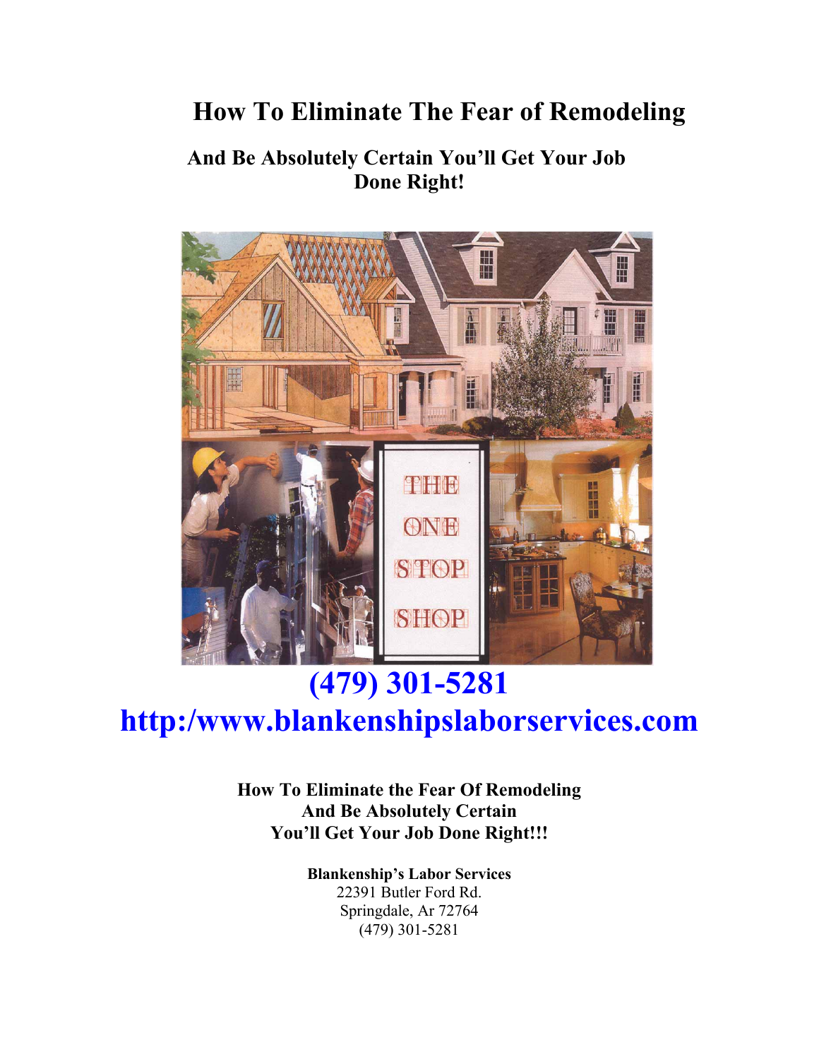# How To Eliminate The Fear of Remodeling

## And Be Absolutely Certain You'll Get Your Job Done Right!

**(479) 301-5281**

**http:/www.blankenshipslaborservices.com**

**How To Eliminate the Fear Of Remodeling**
**And Be Absolutely Certain**
**You'll Get Your Job Done Right!!!**

**Blankenship's Labor Services**
22391 Butler Ford Rd.
Springdale, Ar 72764
(479) 301-5281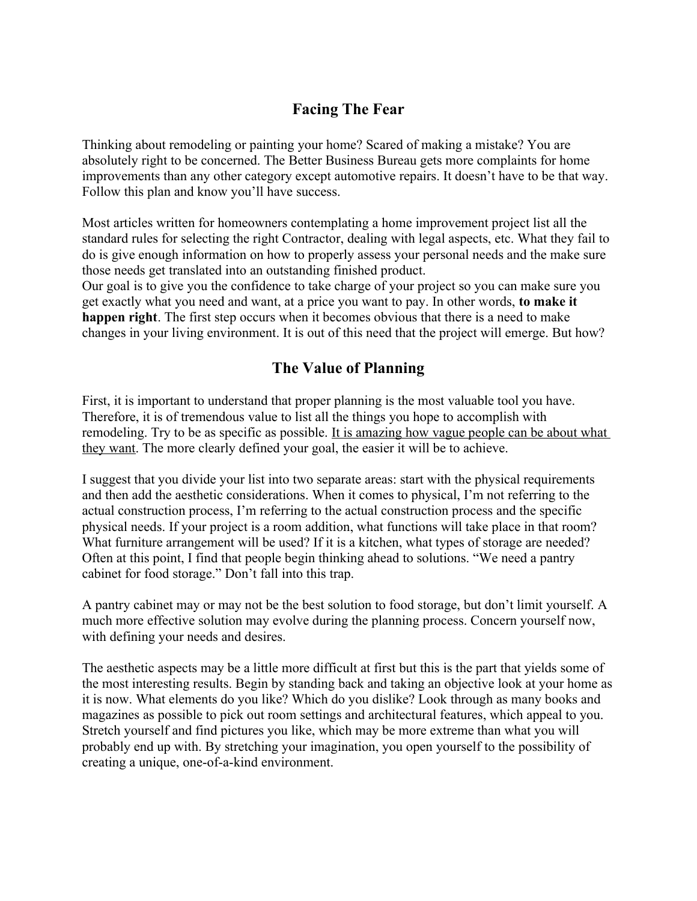## Facing The Fear

Thinking about remodeling or painting your home? Scared of making a mistake? You are absolutely right to be concerned. The Better Business Bureau gets more complaints for home improvements than any other category except automotive repairs. It doesn't have to be that way. Follow this plan and know you'll have success.

Most articles written for homeowners contemplating a home improvement project list all the standard rules for selecting the right Contractor, dealing with legal aspects, etc. What they fail to do is give enough information on how to properly assess your personal needs and the make sure those needs get translated into an outstanding finished product.
Our goal is to give you the confidence to take charge of your project so you can make sure you get exactly what you need and want, at a price you want to pay. In other words, **to make it happen right**. The first step occurs when it becomes obvious that there is a need to make changes in your living environment. It is out of this need that the project will emerge. But how?

## The Value of Planning

First, it is important to understand that proper planning is the most valuable tool you have. Therefore, it is of tremendous value to list all the things you hope to accomplish with remodeling. Try to be as specific as possible. <u>It is amazing how vague people can be about what they want</u>. The more clearly defined your goal, the easier it will be to achieve.

I suggest that you divide your list into two separate areas: start with the physical requirements and then add the aesthetic considerations. When it comes to physical, I'm not referring to the actual construction process, I'm referring to the actual construction process and the specific physical needs. If your project is a room addition, what functions will take place in that room? What furniture arrangement will be used? If it is a kitchen, what types of storage are needed? Often at this point, I find that people begin thinking ahead to solutions. "We need a pantry cabinet for food storage." Don't fall into this trap.

A pantry cabinet may or may not be the best solution to food storage, but don't limit yourself. A much more effective solution may evolve during the planning process. Concern yourself now, with defining your needs and desires.

The aesthetic aspects may be a little more difficult at first but this is the part that yields some of the most interesting results. Begin by standing back and taking an objective look at your home as it is now. What elements do you like? Which do you dislike? Look through as many books and magazines as possible to pick out room settings and architectural features, which appeal to you. Stretch yourself and find pictures you like, which may be more extreme than what you will probably end up with. By stretching your imagination, you open yourself to the possibility of creating a unique, one-of-a-kind environment.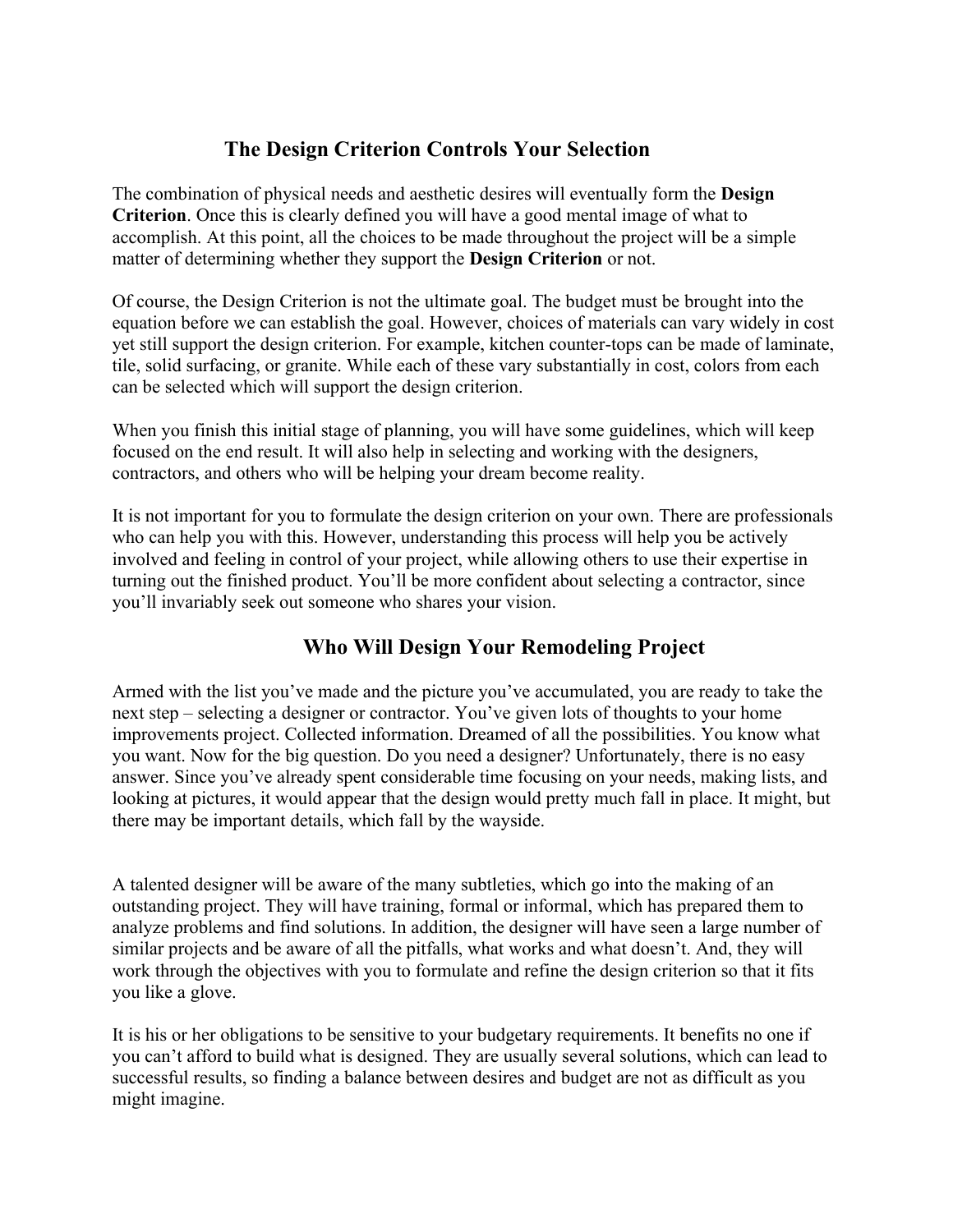## The Design Criterion Controls Your Selection

The combination of physical needs and aesthetic desires will eventually form the **Design Criterion**. Once this is clearly defined you will have a good mental image of what to accomplish. At this point, all the choices to be made throughout the project will be a simple matter of determining whether they support the **Design Criterion** or not.

Of course, the Design Criterion is not the ultimate goal. The budget must be brought into the equation before we can establish the goal. However, choices of materials can vary widely in cost yet still support the design criterion. For example, kitchen counter-tops can be made of laminate, tile, solid surfacing, or granite. While each of these vary substantially in cost, colors from each can be selected which will support the design criterion.

When you finish this initial stage of planning, you will have some guidelines, which will keep focused on the end result. It will also help in selecting and working with the designers, contractors, and others who will be helping your dream become reality.

It is not important for you to formulate the design criterion on your own. There are professionals who can help you with this. However, understanding this process will help you be actively involved and feeling in control of your project, while allowing others to use their expertise in turning out the finished product. You'll be more confident about selecting a contractor, since you'll invariably seek out someone who shares your vision.

## Who Will Design Your Remodeling Project

Armed with the list you've made and the picture you've accumulated, you are ready to take the next step – selecting a designer or contractor. You've given lots of thoughts to your home improvements project. Collected information. Dreamed of all the possibilities. You know what you want. Now for the big question. Do you need a designer? Unfortunately, there is no easy answer. Since you've already spent considerable time focusing on your needs, making lists, and looking at pictures, it would appear that the design would pretty much fall in place. It might, but there may be important details, which fall by the wayside.

A talented designer will be aware of the many subtleties, which go into the making of an outstanding project. They will have training, formal or informal, which has prepared them to analyze problems and find solutions. In addition, the designer will have seen a large number of similar projects and be aware of all the pitfalls, what works and what doesn't. And, they will work through the objectives with you to formulate and refine the design criterion so that it fits you like a glove.

It is his or her obligations to be sensitive to your budgetary requirements. It benefits no one if you can't afford to build what is designed. They are usually several solutions, which can lead to successful results, so finding a balance between desires and budget are not as difficult as you might imagine.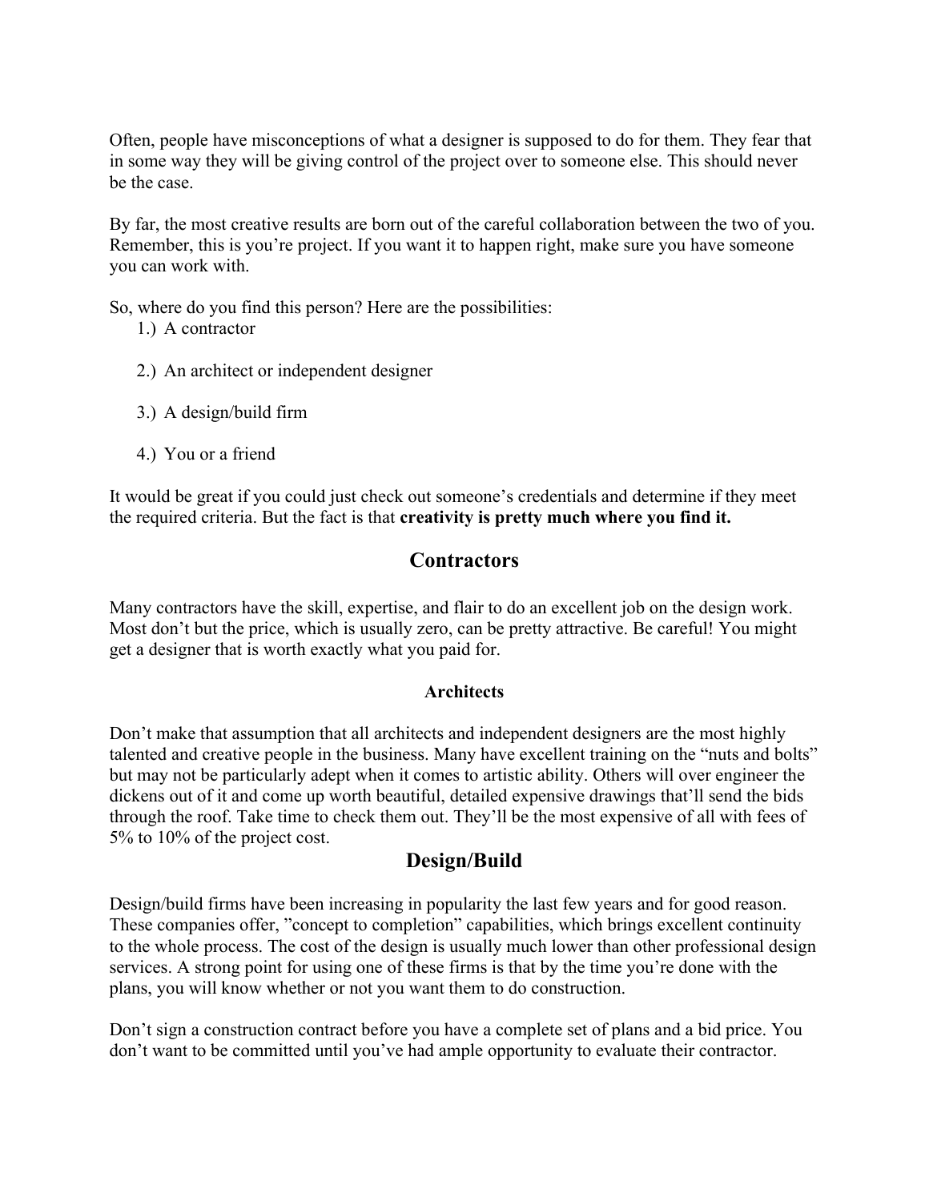Often, people have misconceptions of what a designer is supposed to do for them. They fear that in some way they will be giving control of the project over to someone else. This should never be the case.

By far, the most creative results are born out of the careful collaboration between the two of you. Remember, this is you're project. If you want it to happen right, make sure you have someone you can work with.

So, where do you find this person? Here are the possibilities:

1.) A contractor

2.) An architect or independent designer

3.) A design/build firm

4.) You or a friend

It would be great if you could just check out someone's credentials and determine if they meet the required criteria. But the fact is that **creativity is pretty much where you find it.**

## Contractors

Many contractors have the skill, expertise, and flair to do an excellent job on the design work. Most don't but the price, which is usually zero, can be pretty attractive. Be careful! You might get a designer that is worth exactly what you paid for.

### Architects

Don't make that assumption that all architects and independent designers are the most highly talented and creative people in the business. Many have excellent training on the "nuts and bolts" but may not be particularly adept when it comes to artistic ability. Others will over engineer the dickens out of it and come up worth beautiful, detailed expensive drawings that'll send the bids through the roof. Take time to check them out. They'll be the most expensive of all with fees of 5% to 10% of the project cost.

## Design/Build

Design/build firms have been increasing in popularity the last few years and for good reason. These companies offer, "concept to completion" capabilities, which brings excellent continuity to the whole process. The cost of the design is usually much lower than other professional design services. A strong point for using one of these firms is that by the time you're done with the plans, you will know whether or not you want them to do construction.

Don't sign a construction contract before you have a complete set of plans and a bid price. You don't want to be committed until you've had ample opportunity to evaluate their contractor.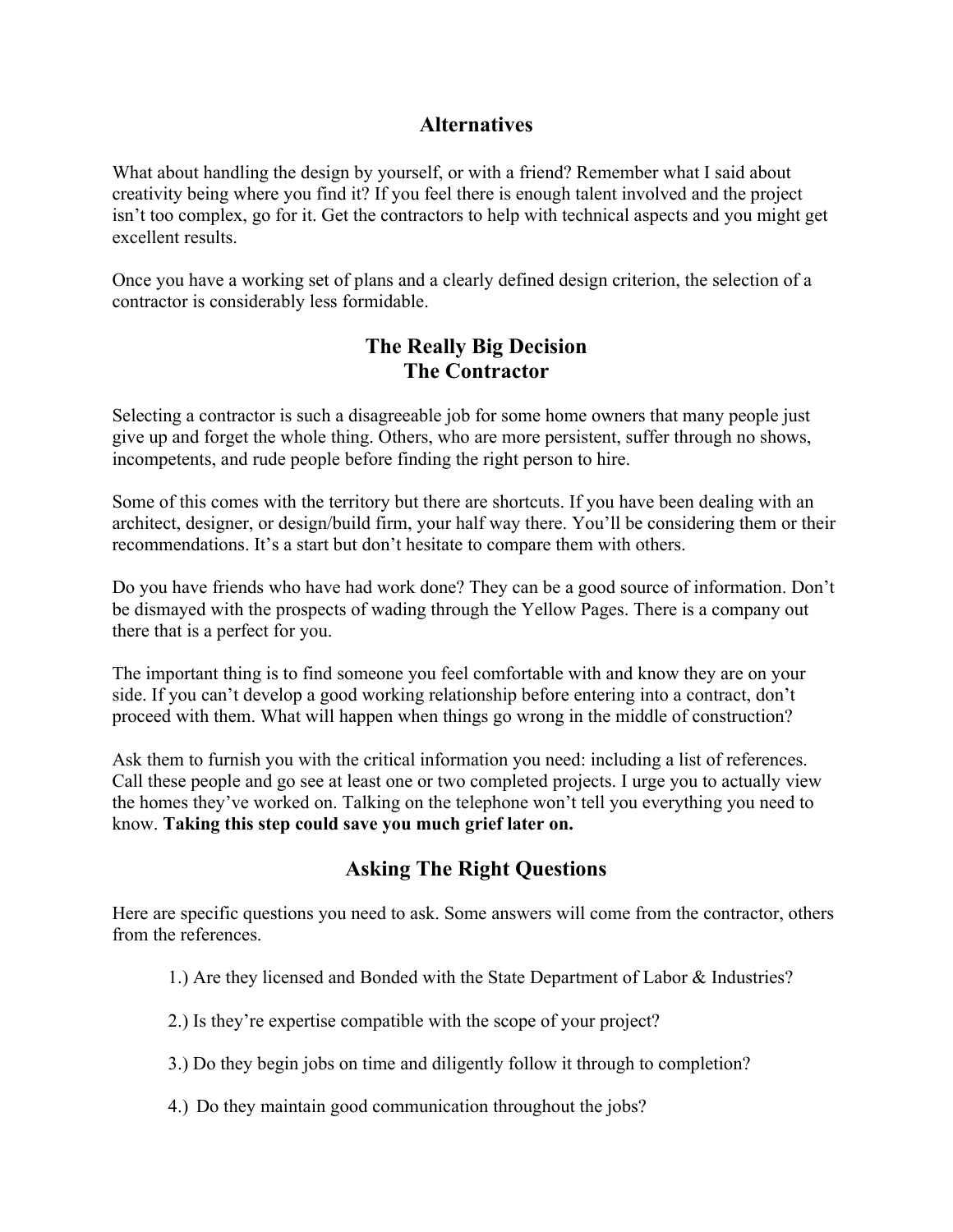## Alternatives

What about handling the design by yourself, or with a friend? Remember what I said about creativity being where you find it? If you feel there is enough talent involved and the project isn't too complex, go for it. Get the contractors to help with technical aspects and you might get excellent results.

Once you have a working set of plans and a clearly defined design criterion, the selection of a contractor is considerably less formidable.

## The Really Big Decision
## The Contractor

Selecting a contractor is such a disagreeable job for some home owners that many people just give up and forget the whole thing. Others, who are more persistent, suffer through no shows, incompetents, and rude people before finding the right person to hire.

Some of this comes with the territory but there are shortcuts. If you have been dealing with an architect, designer, or design/build firm, your half way there. You'll be considering them or their recommendations. It's a start but don't hesitate to compare them with others.

Do you have friends who have had work done? They can be a good source of information. Don't be dismayed with the prospects of wading through the Yellow Pages. There is a company out there that is a perfect for you.

The important thing is to find someone you feel comfortable with and know they are on your side. If you can't develop a good working relationship before entering into a contract, don't proceed with them. What will happen when things go wrong in the middle of construction?

Ask them to furnish you with the critical information you need: including a list of references. Call these people and go see at least one or two completed projects. I urge you to actually view the homes they've worked on. Talking on the telephone won't tell you everything you need to know. **Taking this step could save you much grief later on.**

## Asking The Right Questions

Here are specific questions you need to ask. Some answers will come from the contractor, others from the references.

1.) Are they licensed and Bonded with the State Department of Labor & Industries?

2.) Is they're expertise compatible with the scope of your project?

3.) Do they begin jobs on time and diligently follow it through to completion?

4.) Do they maintain good communication throughout the jobs?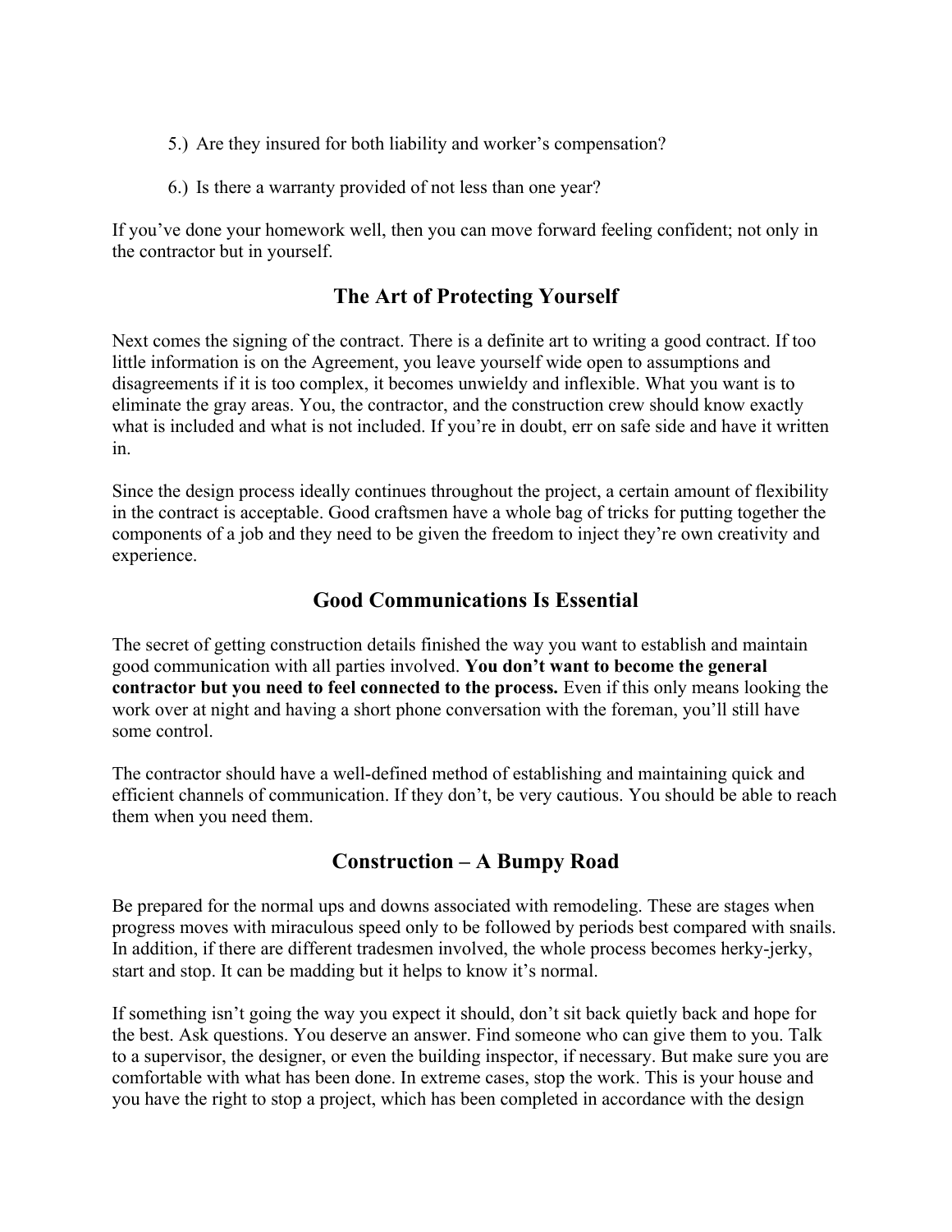5.) Are they insured for both liability and worker's compensation?

6.) Is there a warranty provided of not less than one year?

If you've done your homework well, then you can move forward feeling confident; not only in the contractor but in yourself.

## The Art of Protecting Yourself

Next comes the signing of the contract. There is a definite art to writing a good contract. If too little information is on the Agreement, you leave yourself wide open to assumptions and disagreements if it is too complex, it becomes unwieldy and inflexible. What you want is to eliminate the gray areas. You, the contractor, and the construction crew should know exactly what is included and what is not included. If you're in doubt, err on safe side and have it written in.

Since the design process ideally continues throughout the project, a certain amount of flexibility in the contract is acceptable. Good craftsmen have a whole bag of tricks for putting together the components of a job and they need to be given the freedom to inject they're own creativity and experience.

## Good Communications Is Essential

The secret of getting construction details finished the way you want to establish and maintain good communication with all parties involved. **You don't want to become the general contractor but you need to feel connected to the process.** Even if this only means looking the work over at night and having a short phone conversation with the foreman, you'll still have some control.

The contractor should have a well-defined method of establishing and maintaining quick and efficient channels of communication. If they don't, be very cautious. You should be able to reach them when you need them.

## Construction – A Bumpy Road

Be prepared for the normal ups and downs associated with remodeling. These are stages when progress moves with miraculous speed only to be followed by periods best compared with snails. In addition, if there are different tradesmen involved, the whole process becomes herky-jerky, start and stop. It can be madding but it helps to know it's normal.

If something isn't going the way you expect it should, don't sit back quietly back and hope for the best. Ask questions. You deserve an answer. Find someone who can give them to you. Talk to a supervisor, the designer, or even the building inspector, if necessary. But make sure you are comfortable with what has been done. In extreme cases, stop the work. This is your house and you have the right to stop a project, which has been completed in accordance with the design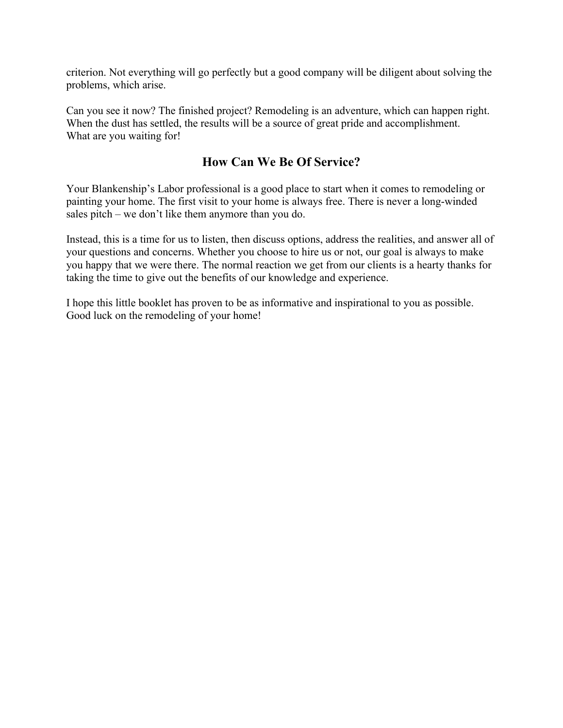criterion. Not everything will go perfectly but a good company will be diligent about solving the problems, which arise.

Can you see it now? The finished project? Remodeling is an adventure, which can happen right. When the dust has settled, the results will be a source of great pride and accomplishment. What are you waiting for!

## How Can We Be Of Service?

Your Blankenship's Labor professional is a good place to start when it comes to remodeling or painting your home. The first visit to your home is always free. There is never a long-winded sales pitch – we don't like them anymore than you do.

Instead, this is a time for us to listen, then discuss options, address the realities, and answer all of your questions and concerns. Whether you choose to hire us or not, our goal is always to make you happy that we were there. The normal reaction we get from our clients is a hearty thanks for taking the time to give out the benefits of our knowledge and experience.

I hope this little booklet has proven to be as informative and inspirational to you as possible. Good luck on the remodeling of your home!